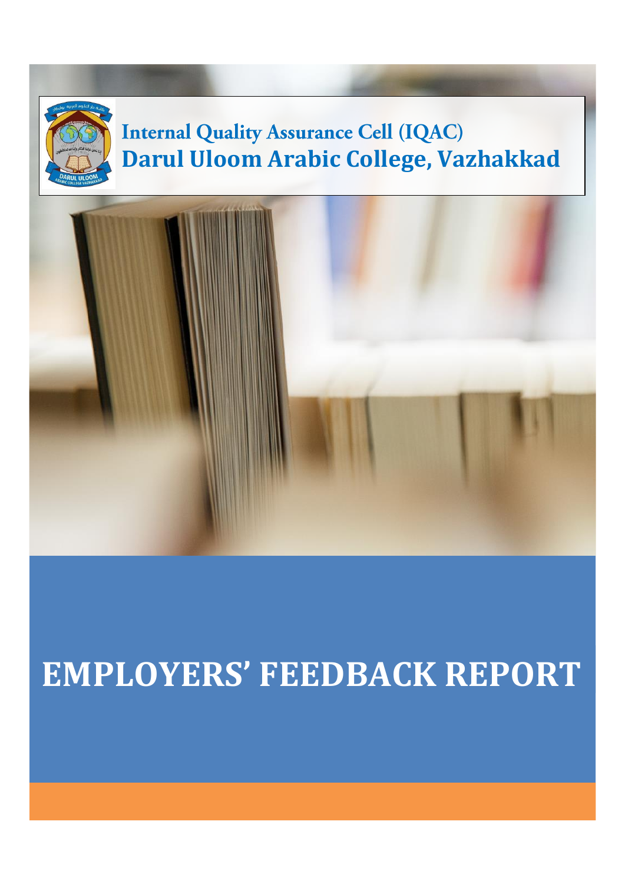Internal Quality Assurance Cell (IQAC)

Darul Uloom Arabic College, Vazhakkad

# EMPLOYERS' FEEDBACK REPORT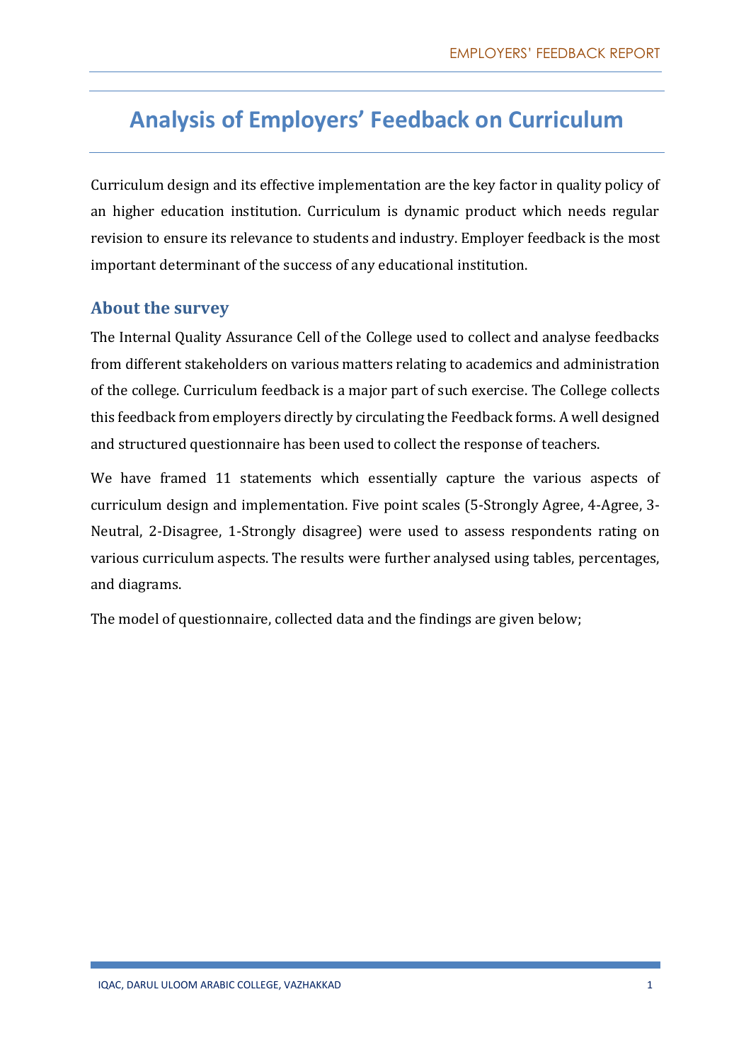# Analysis of Employers' Feedback on Curriculum

Curriculum design and its effective implementation are the key factor in quality policy of an higher education institution. Curriculum is dynamic product which needs regular revision to ensure its relevance to students and industry. Employer feedback is the most important determinant of the success of any educational institution.

## About the survey

The Internal Quality Assurance Cell of the College used to collect and analyse feedbacks from different stakeholders on various matters relating to academics and administration of the college. Curriculum feedback is a major part of such exercise. The College collects this feedback from employers directly by circulating the Feedback forms. A well designed and structured questionnaire has been used to collect the response of teachers.

We have framed 11 statements which essentially capture the various aspects of curriculum design and implementation. Five point scales (5-Strongly Agree, 4-Agree, 3-Neutral, 2-Disagree, 1-Strongly disagree) were used to assess respondents rating on various curriculum aspects. The results were further analysed using tables, percentages, and diagrams.

The model of questionnaire, collected data and the findings are given below;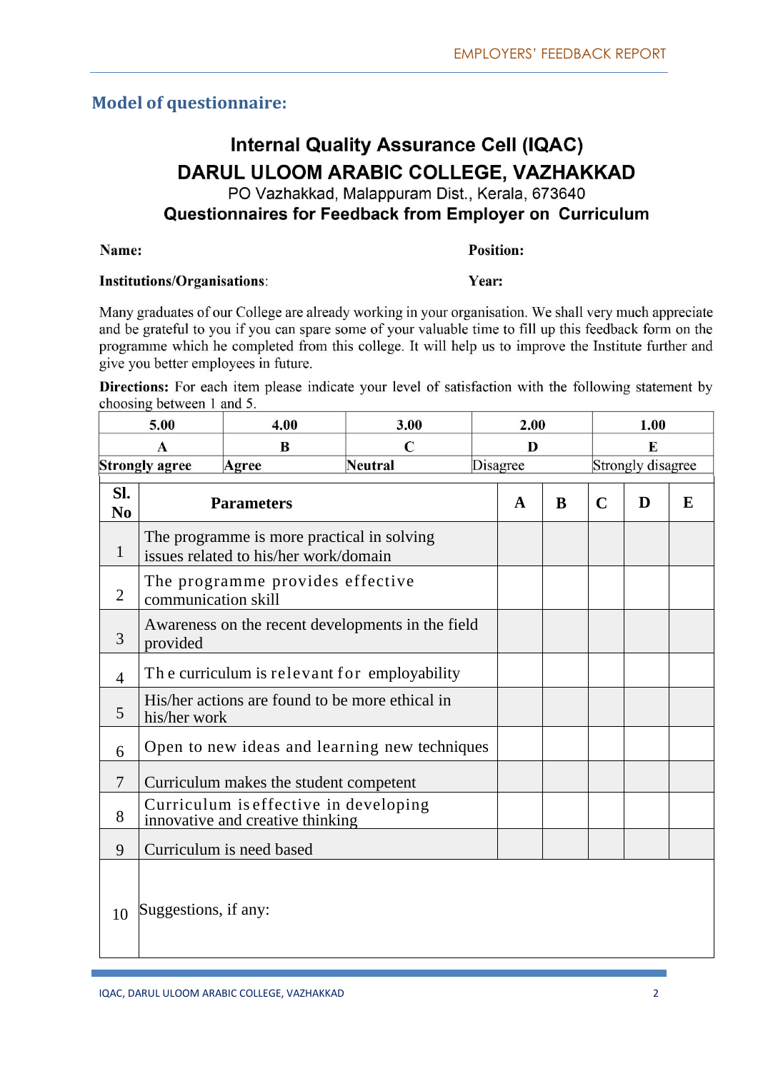## Model of questionnaire:

# Internal Quality Assurance Cell (IQAC)

# DARUL ULOOM ARABIC COLLEGE, VAZHAKKAD

PO Vazhakkad, Malappuram Dist., Kerala, 673640

**Questionnaires for Feedback from Employer on Curriculum**

**Name:** **Position:**

**Institutions/Organisations**: **Year:**

Many graduates of our College are already working in your organisation. We shall very much appreciate and be grateful to you if you can spare some of your valuable time to fill up this feedback form on the programme which he completed from this college. It will help us to improve the Institute further and give you better employees in future.

**Directions:** For each item please indicate your level of satisfaction with the following statement by choosing between 1 and 5.

| 5.00 | 4.00 | 3.00 | 2.00 | 1.00 |
|---|---|---|---|---|
| A | B | C | D | E |
| Strongly agree | Agree | Neutral | Disagree | Strongly disagree |

| Sl. No | Parameters | A | B | C | D | E |
|---|---|---|---|---|---|---|
| 1 | The programme is more practical in solving issues related to his/her work/domain | | | | | |
| 2 | The programme provides effective communication skill | | | | | |
| 3 | Awareness on the recent developments in the field provided | | | | | |
| 4 | The curriculum is relevant for employability | | | | | |
| 5 | His/her actions are found to be more ethical in his/her work | | | | | |
| 6 | Open to new ideas and learning new techniques | | | | | |
| 7 | Curriculum makes the student competent | | | | | |
| 8 | Curriculum is effective in developing innovative and creative thinking | | | | | |
| 9 | Curriculum is need based | | | | | |
| 10 | Suggestions, if any: | | | | | |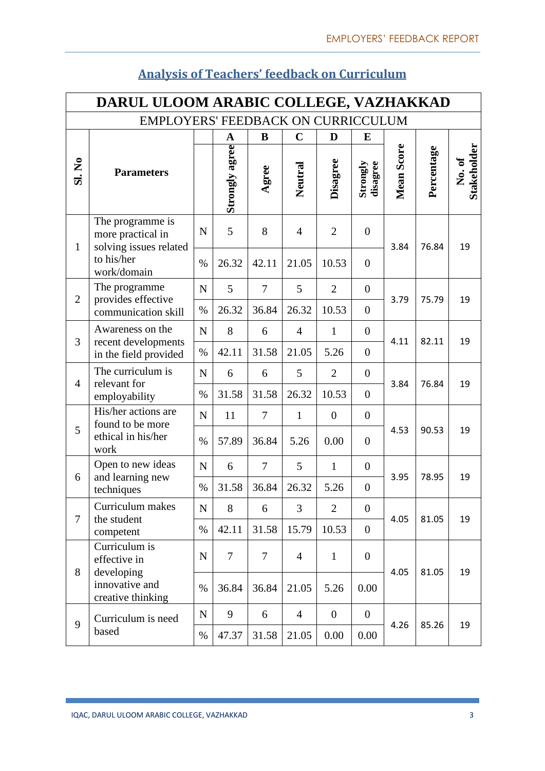## Analysis of Teachers' feedback on Curriculum

| DARUL ULOOM ARABIC COLLEGE, VAZHAKKAD | | | | | | | | | | |
|---|---|---|---|---|---|---|---|---|---|---|
| EMPLOYERS' FEEDBACK ON CURRICCULUM | | | | | | | | | | |
| | | | A | B | C | D | E | | | |
| Sl. No | Parameters | | Strongly agree | Agree | Neutral | Disagree | Strongly disagree | Mean Score | Percentage | No. of Stakeholder |
| 1 | The programme is more practical in solving issues related to his/her work/domain | N | 5 | 8 | 4 | 2 | 0 | 3.84 | 76.84 | 19 |
| | | % | 26.32 | 42.11 | 21.05 | 10.53 | 0 | | | |
| 2 | The programme provides effective communication skill | N | 5 | 7 | 5 | 2 | 0 | 3.79 | 75.79 | 19 |
| | | % | 26.32 | 36.84 | 26.32 | 10.53 | 0 | | | |
| 3 | Awareness on the recent developments in the field provided | N | 8 | 6 | 4 | 1 | 0 | 4.11 | 82.11 | 19 |
| | | % | 42.11 | 31.58 | 21.05 | 5.26 | 0 | | | |
| 4 | The curriculum is relevant for employability | N | 6 | 6 | 5 | 2 | 0 | 3.84 | 76.84 | 19 |
| | | % | 31.58 | 31.58 | 26.32 | 10.53 | 0 | | | |
| 5 | His/her actions are found to be more ethical in his/her work | N | 11 | 7 | 1 | 0 | 0 | 4.53 | 90.53 | 19 |
| | | % | 57.89 | 36.84 | 5.26 | 0.00 | 0 | | | |
| 6 | Open to new ideas and learning new techniques | N | 6 | 7 | 5 | 1 | 0 | 3.95 | 78.95 | 19 |
| | | % | 31.58 | 36.84 | 26.32 | 5.26 | 0 | | | |
| 7 | Curriculum makes the student competent | N | 8 | 6 | 3 | 2 | 0 | 4.05 | 81.05 | 19 |
| | | % | 42.11 | 31.58 | 15.79 | 10.53 | 0 | | | |
| 8 | Curriculum is effective in developing innovative and creative thinking | N | 7 | 7 | 4 | 1 | 0 | 4.05 | 81.05 | 19 |
| | | % | 36.84 | 36.84 | 21.05 | 5.26 | 0.00 | | | |
| 9 | Curriculum is need based | N | 9 | 6 | 4 | 0 | 0 | 4.26 | 85.26 | 19 |
| | | % | 47.37 | 31.58 | 21.05 | 0.00 | 0.00 | | | |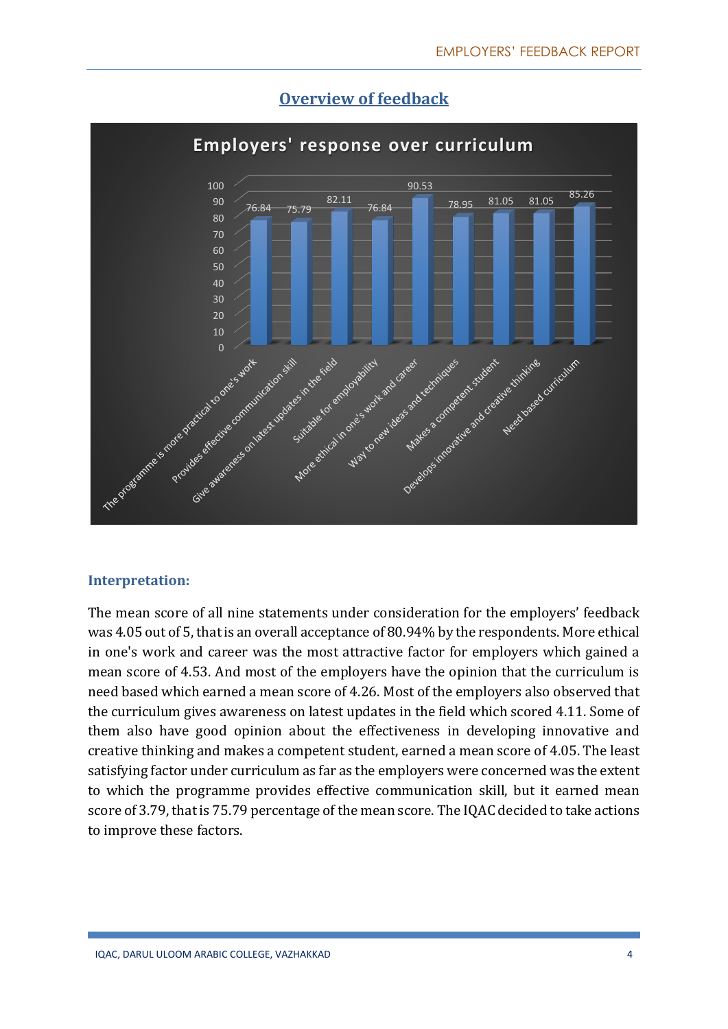## Overview of feedback

**Employers' response over curriculum**

| Statement | Score |
| --- | --- |
| The programme is more practical to one's work | 76.84 |
| Provides effective communication skill | 75.79 |
| Give awareness on latest updates in the field | 82.11 |
| Suitable for employability | 76.84 |
| More ethical in one's work and career | 90.53 |
| Way to new ideas and techniques | 78.95 |
| Makes a competent student | 81.05 |
| Develops innovative and creative thinking | 81.05 |
| Need based curriculum | 85.26 |

### Interpretation:

The mean score of all nine statements under consideration for the employers' feedback was 4.05 out of 5, that is an overall acceptance of 80.94% by the respondents. More ethical in one's work and career was the most attractive factor for employers which gained a mean score of 4.53. And most of the employers have the opinion that the curriculum is need based which earned a mean score of 4.26. Most of the employers also observed that the curriculum gives awareness on latest updates in the field which scored 4.11. Some of them also have good opinion about the effectiveness in developing innovative and creative thinking and makes a competent student, earned a mean score of 4.05. The least satisfying factor under curriculum as far as the employers were concerned was the extent to which the programme provides effective communication skill, but it earned mean score of 3.79, that is 75.79 percentage of the mean score. The IQAC decided to take actions to improve these factors.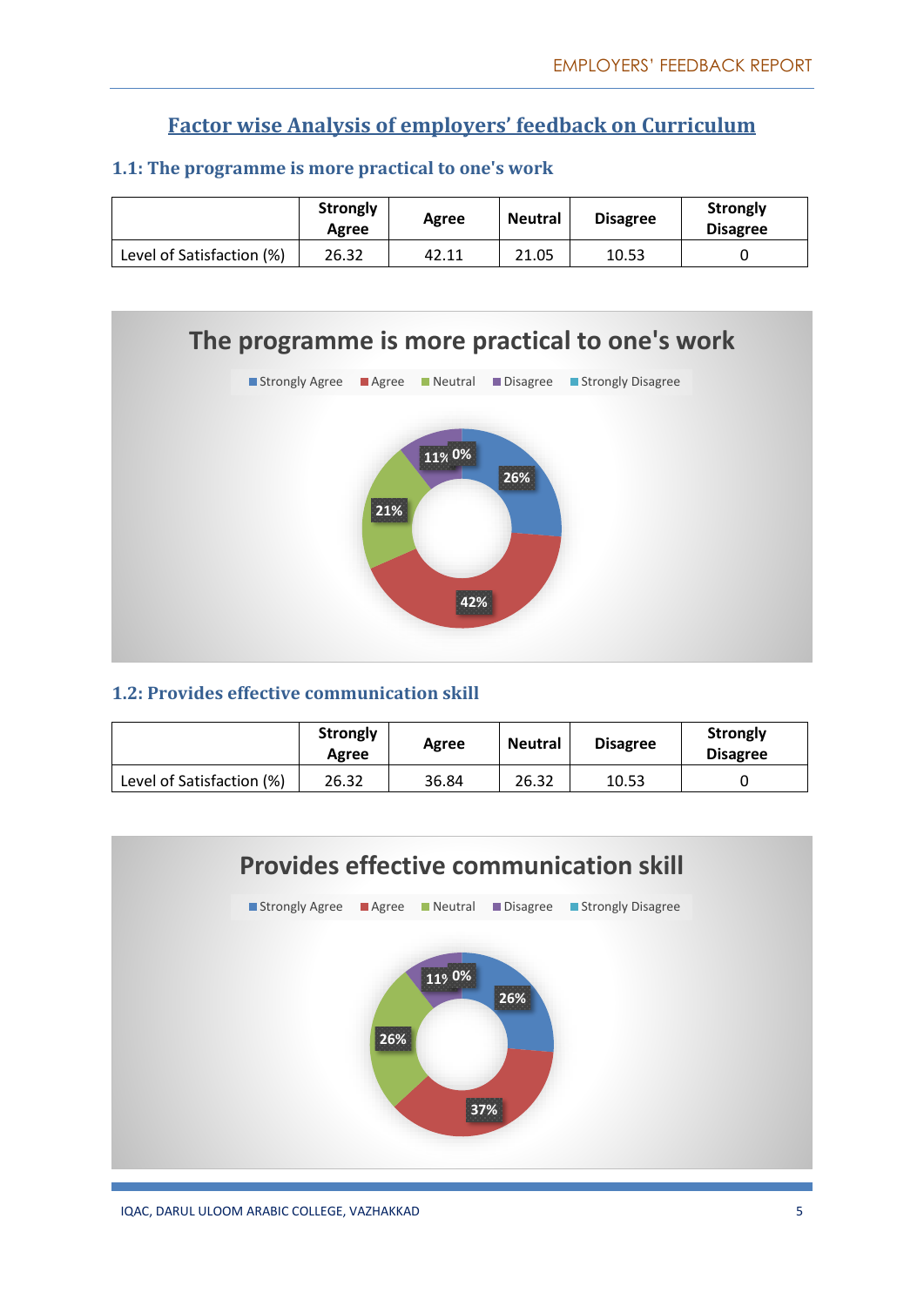## Factor wise Analysis of employers' feedback on Curriculum

### 1.1: The programme is more practical to one's work

| | Strongly Agree | Agree | Neutral | Disagree | Strongly Disagree |
|---|---|---|---|---|---|
| Level of Satisfaction (%) | 26.32 | 42.11 | 21.05 | 10.53 | 0 |

### 1.2: Provides effective communication skill

| | Strongly Agree | Agree | Neutral | Disagree | Strongly Disagree |
|---|---|---|---|---|---|
| Level of Satisfaction (%) | 26.32 | 36.84 | 26.32 | 10.53 | 0 |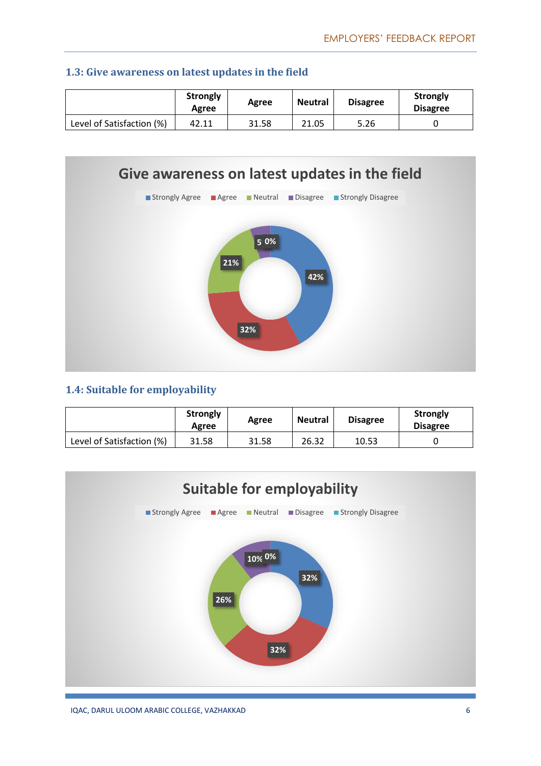### 1.3: Give awareness on latest updates in the field

| | Strongly Agree | Agree | Neutral | Disagree | Strongly Disagree |
|---|---|---|---|---|---|
| Level of Satisfaction (%) | 42.11 | 31.58 | 21.05 | 5.26 | 0 |

Give awareness on latest updates in the field

Strongly Agree, Agree, Neutral, Disagree, Strongly Disagree

42%, 32%, 21%, 5, 0%

### 1.4: Suitable for employability

| | Strongly Agree | Agree | Neutral | Disagree | Strongly Disagree |
|---|---|---|---|---|---|
| Level of Satisfaction (%) | 31.58 | 31.58 | 26.32 | 10.53 | 0 |

Suitable for employability

Strongly Agree, Agree, Neutral, Disagree, Strongly Disagree

32%, 32%, 26%, 10%, 0%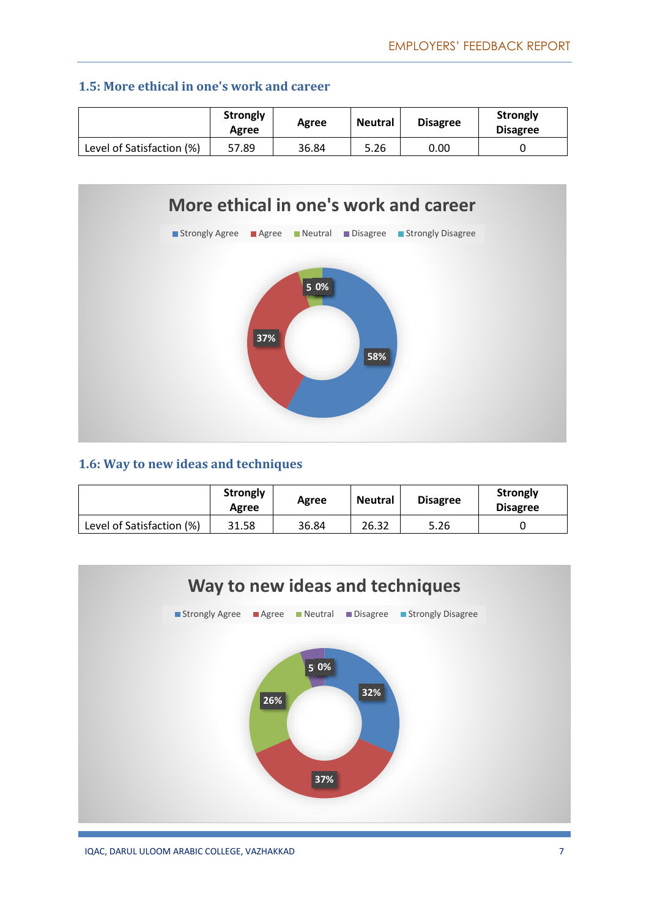### 1.5: More ethical in one's work and career

| | Strongly Agree | Agree | Neutral | Disagree | Strongly Disagree |
|---|---|---|---|---|---|
| Level of Satisfaction (%) | 57.89 | 36.84 | 5.26 | 0.00 | 0 |

### 1.6: Way to new ideas and techniques

| | Strongly Agree | Agree | Neutral | Disagree | Strongly Disagree |
|---|---|---|---|---|---|
| Level of Satisfaction (%) | 31.58 | 36.84 | 26.32 | 5.26 | 0 |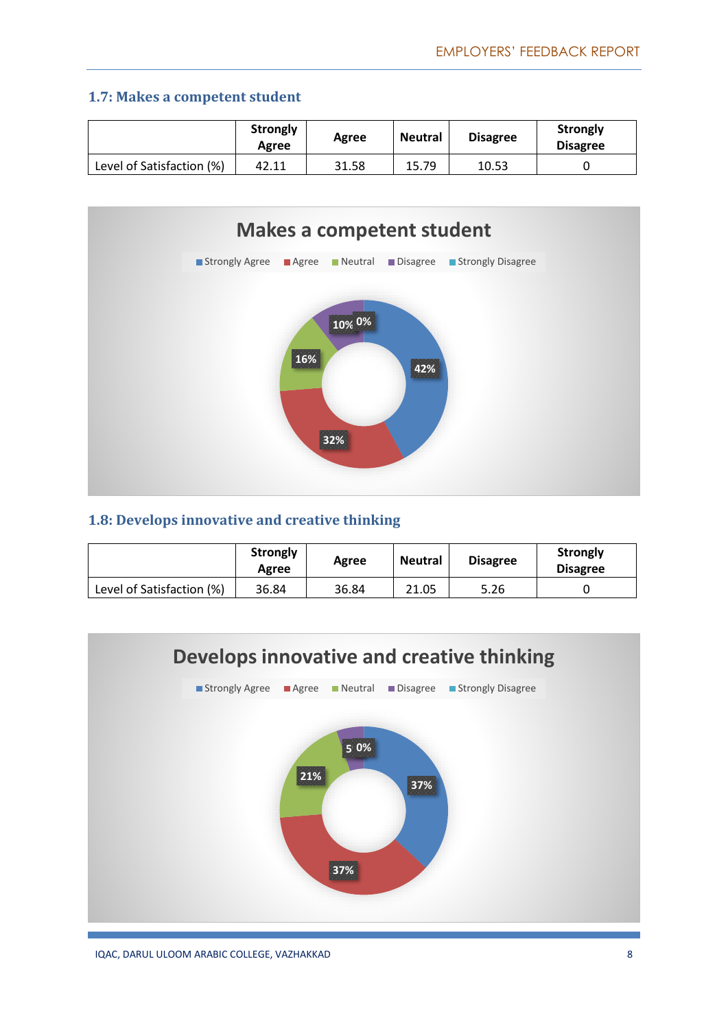### 1.7: Makes a competent student

| | Strongly Agree | Agree | Neutral | Disagree | Strongly Disagree |
|---|---|---|---|---|---|
| Level of Satisfaction (%) | 42.11 | 31.58 | 15.79 | 10.53 | 0 |

### 1.8: Develops innovative and creative thinking

| | Strongly Agree | Agree | Neutral | Disagree | Strongly Disagree |
|---|---|---|---|---|---|
| Level of Satisfaction (%) | 36.84 | 36.84 | 21.05 | 5.26 | 0 |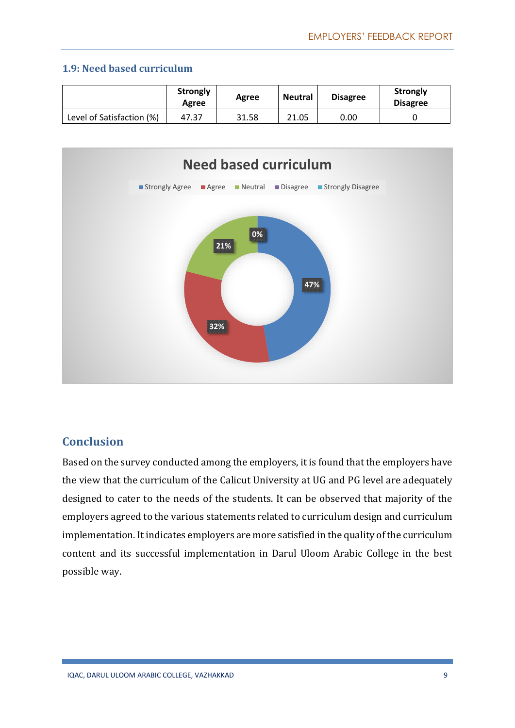### 1.9: Need based curriculum

| | Strongly Agree | Agree | Neutral | Disagree | Strongly Disagree |
|---|---|---|---|---|---|
| Level of Satisfaction (%) | 47.37 | 31.58 | 21.05 | 0.00 | 0 |

Need based curriculum

Strongly Agree
Agree
Neutral
Disagree
Strongly Disagree

0%
21%
47%
32%

## Conclusion

Based on the survey conducted among the employers, it is found that the employers have the view that the curriculum of the Calicut University at UG and PG level are adequately designed to cater to the needs of the students. It can be observed that majority of the employers agreed to the various statements related to curriculum design and curriculum implementation. It indicates employers are more satisfied in the quality of the curriculum content and its successful implementation in Darul Uloom Arabic College in the best possible way.